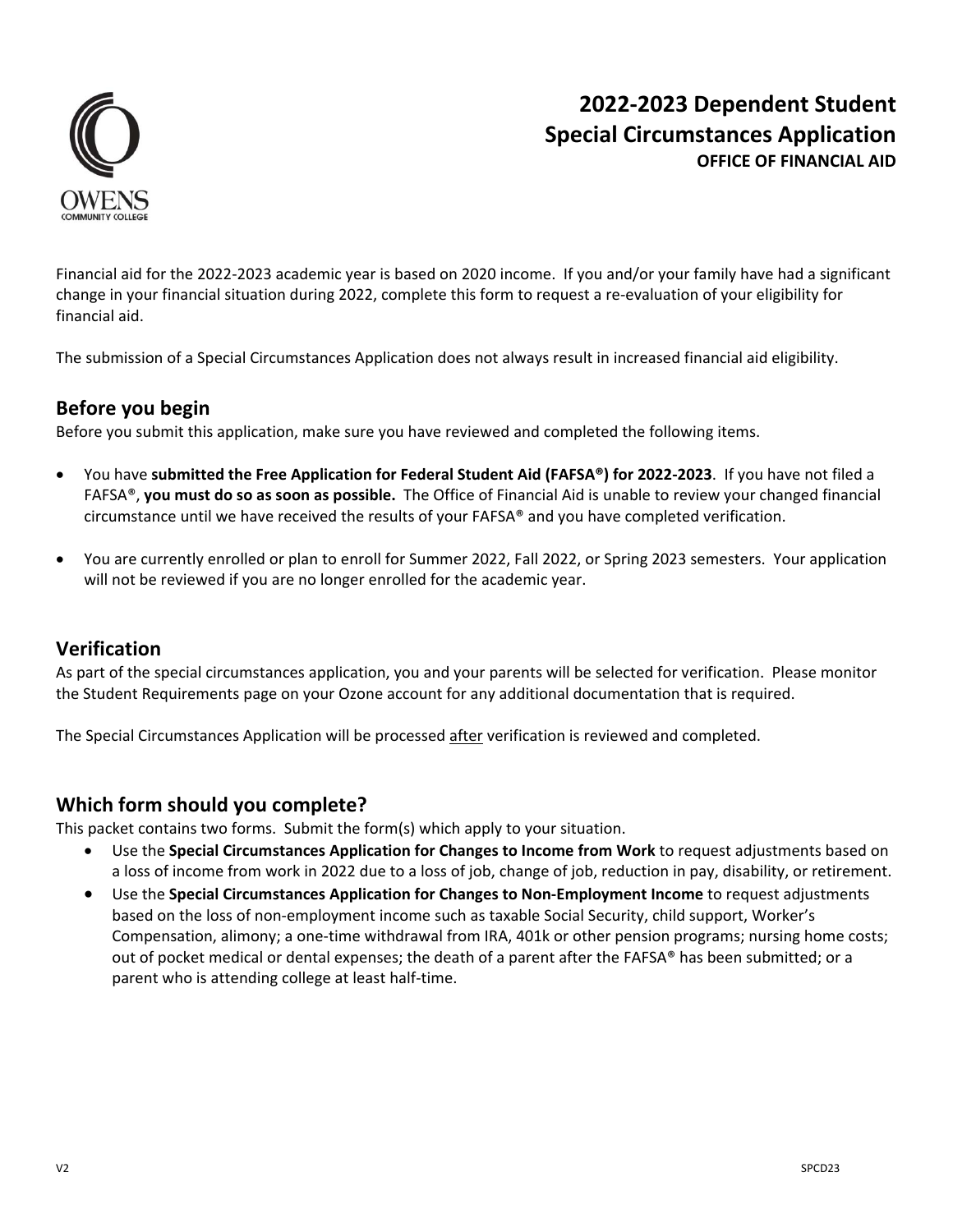# 2022-2023 Dependent Student Special Circumstances Application

**OFFICE OF FINANCIAL AID**

Financial aid for the 2022-2023 academic year is based on 2020 income. If you and/or your family have had a significant change in your financial situation during 2022, complete this form to request a re-evaluation of your eligibility for financial aid.

The submission of a Special Circumstances Application does not always result in increased financial aid eligibility.

## Before you begin

Before you submit this application, make sure you have reviewed and completed the following items.

- You have **submitted the Free Application for Federal Student Aid (FAFSA®) for 2022-2023**. If you have not filed a FAFSA®, **you must do so as soon as possible.** The Office of Financial Aid is unable to review your changed financial circumstance until we have received the results of your FAFSA® and you have completed verification.
- You are currently enrolled or plan to enroll for Summer 2022, Fall 2022, or Spring 2023 semesters. Your application will not be reviewed if you are no longer enrolled for the academic year.

## Verification

As part of the special circumstances application, you and your parents will be selected for verification. Please monitor the Student Requirements page on your Ozone account for any additional documentation that is required.

The Special Circumstances Application will be processed after verification is reviewed and completed.

## Which form should you complete?

This packet contains two forms. Submit the form(s) which apply to your situation.

- Use the **Special Circumstances Application for Changes to Income from Work** to request adjustments based on a loss of income from work in 2022 due to a loss of job, change of job, reduction in pay, disability, or retirement.
- Use the **Special Circumstances Application for Changes to Non-Employment Income** to request adjustments based on the loss of non-employment income such as taxable Social Security, child support, Worker's Compensation, alimony; a one-time withdrawal from IRA, 401k or other pension programs; nursing home costs; out of pocket medical or dental expenses; the death of a parent after the FAFSA® has been submitted; or a parent who is attending college at least half-time.

V2 SPCD23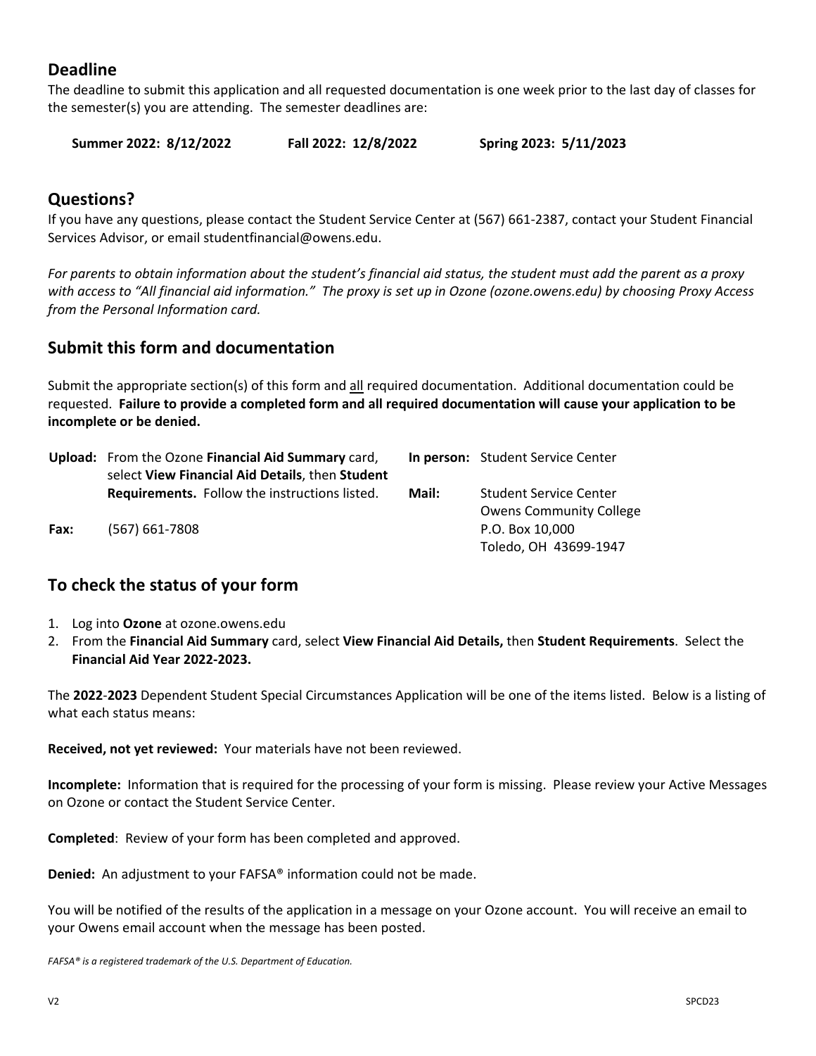## Deadline

The deadline to submit this application and all requested documentation is one week prior to the last day of classes for the semester(s) you are attending. The semester deadlines are:

**Summer 2022: 8/12/2022** **Fall 2022: 12/8/2022** **Spring 2023: 5/11/2023**

## Questions?

If you have any questions, please contact the Student Service Center at (567) 661-2387, contact your Student Financial Services Advisor, or email studentfinancial@owens.edu.

*For parents to obtain information about the student's financial aid status, the student must add the parent as a proxy with access to "All financial aid information." The proxy is set up in Ozone (ozone.owens.edu) by choosing Proxy Access from the Personal Information card.*

## Submit this form and documentation

Submit the appropriate section(s) of this form and all required documentation. Additional documentation could be requested. **Failure to provide a completed form and all required documentation will cause your application to be incomplete or be denied.**

**Upload:** From the Ozone **Financial Aid Summary** card, select **View Financial Aid Details**, then **Student Requirements.** Follow the instructions listed.

**Fax:** (567) 661-7808

**In person:** Student Service Center

**Mail:** Student Service Center
Owens Community College
P.O. Box 10,000
Toledo, OH 43699-1947

## To check the status of your form

1. Log into **Ozone** at ozone.owens.edu
2. From the **Financial Aid Summary** card, select **View Financial Aid Details,** then **Student Requirements**. Select the **Financial Aid Year 2022-2023.**

The **2022**-**2023** Dependent Student Special Circumstances Application will be one of the items listed. Below is a listing of what each status means:

**Received, not yet reviewed:** Your materials have not been reviewed.

**Incomplete:** Information that is required for the processing of your form is missing. Please review your Active Messages on Ozone or contact the Student Service Center.

**Completed**: Review of your form has been completed and approved.

**Denied:** An adjustment to your FAFSA® information could not be made.

You will be notified of the results of the application in a message on your Ozone account. You will receive an email to your Owens email account when the message has been posted.

*FAFSA® is a registered trademark of the U.S. Department of Education.*

V2 SPCD23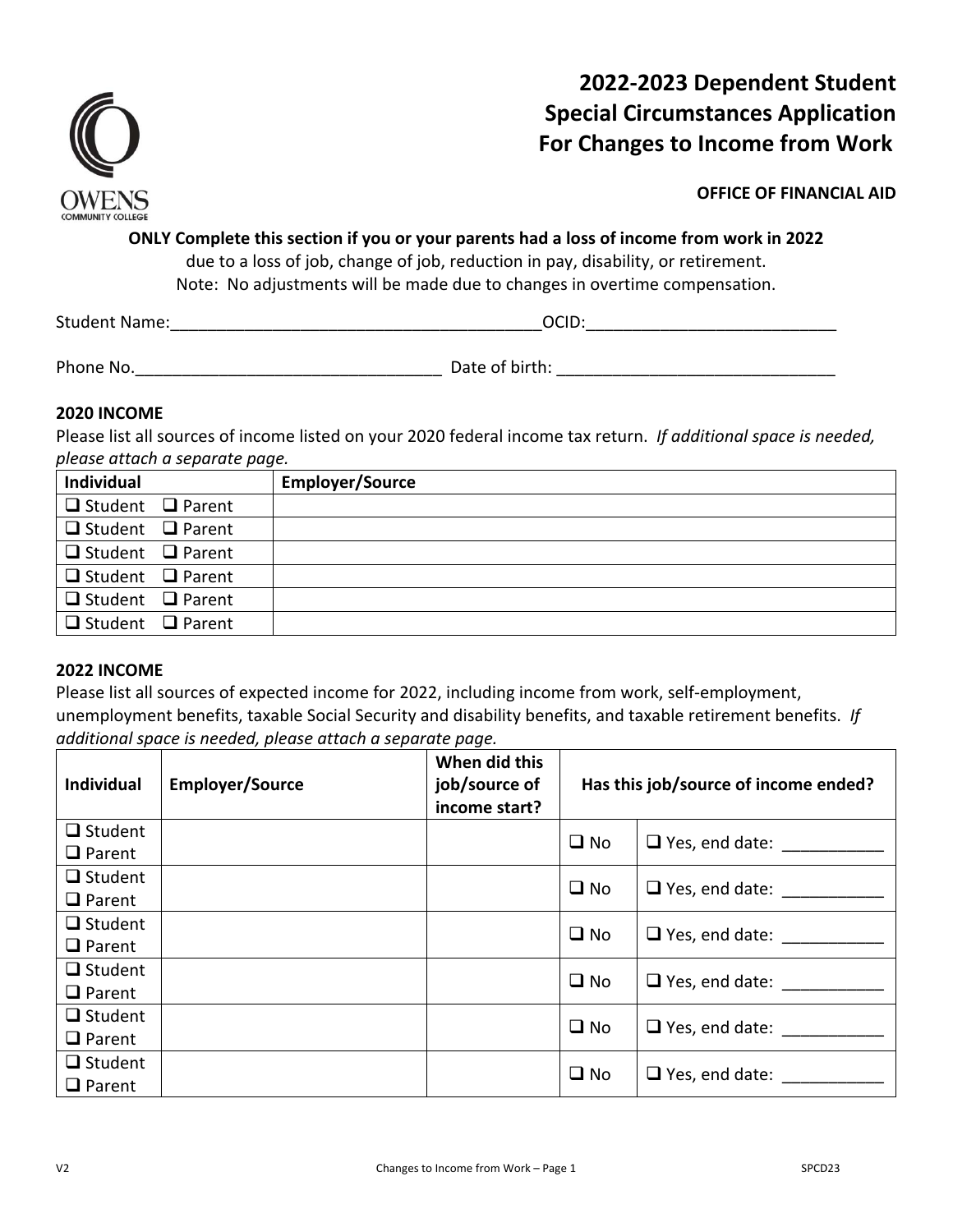# 2022-2023 Dependent Student Special Circumstances Application For Changes to Income from Work

**OFFICE OF FINANCIAL AID**

**ONLY Complete this section if you or your parents had a loss of income from work in 2022**
due to a loss of job, change of job, reduction in pay, disability, or retirement.
Note: No adjustments will be made due to changes in overtime compensation.

Student Name:_________________________________________OCID:___________________________

Phone No.__________________________________ Date of birth: ______________________________

### 2020 INCOME

Please list all sources of income listed on your 2020 federal income tax return. *If additional space is needed, please attach a separate page.*

| Individual | Employer/Source |
|---|---|
| ❑ Student ❑ Parent | |
| ❑ Student ❑ Parent | |
| ❑ Student ❑ Parent | |
| ❑ Student ❑ Parent | |
| ❑ Student ❑ Parent | |
| ❑ Student ❑ Parent | |

### 2022 INCOME

Please list all sources of expected income for 2022, including income from work, self-employment, unemployment benefits, taxable Social Security and disability benefits, and taxable retirement benefits. *If additional space is needed, please attach a separate page.*

| Individual | Employer/Source | When did this job/source of income start? | Has this job/source of income ended? | |
|---|---|---|---|---|
| ❑ Student ❑ Parent | | | ❑ No | ❑ Yes, end date: ___________ |
| ❑ Student ❑ Parent | | | ❑ No | ❑ Yes, end date: ___________ |
| ❑ Student ❑ Parent | | | ❑ No | ❑ Yes, end date: ___________ |
| ❑ Student ❑ Parent | | | ❑ No | ❑ Yes, end date: ___________ |
| ❑ Student ❑ Parent | | | ❑ No | ❑ Yes, end date: ___________ |
| ❑ Student ❑ Parent | | | ❑ No | ❑ Yes, end date: ___________ |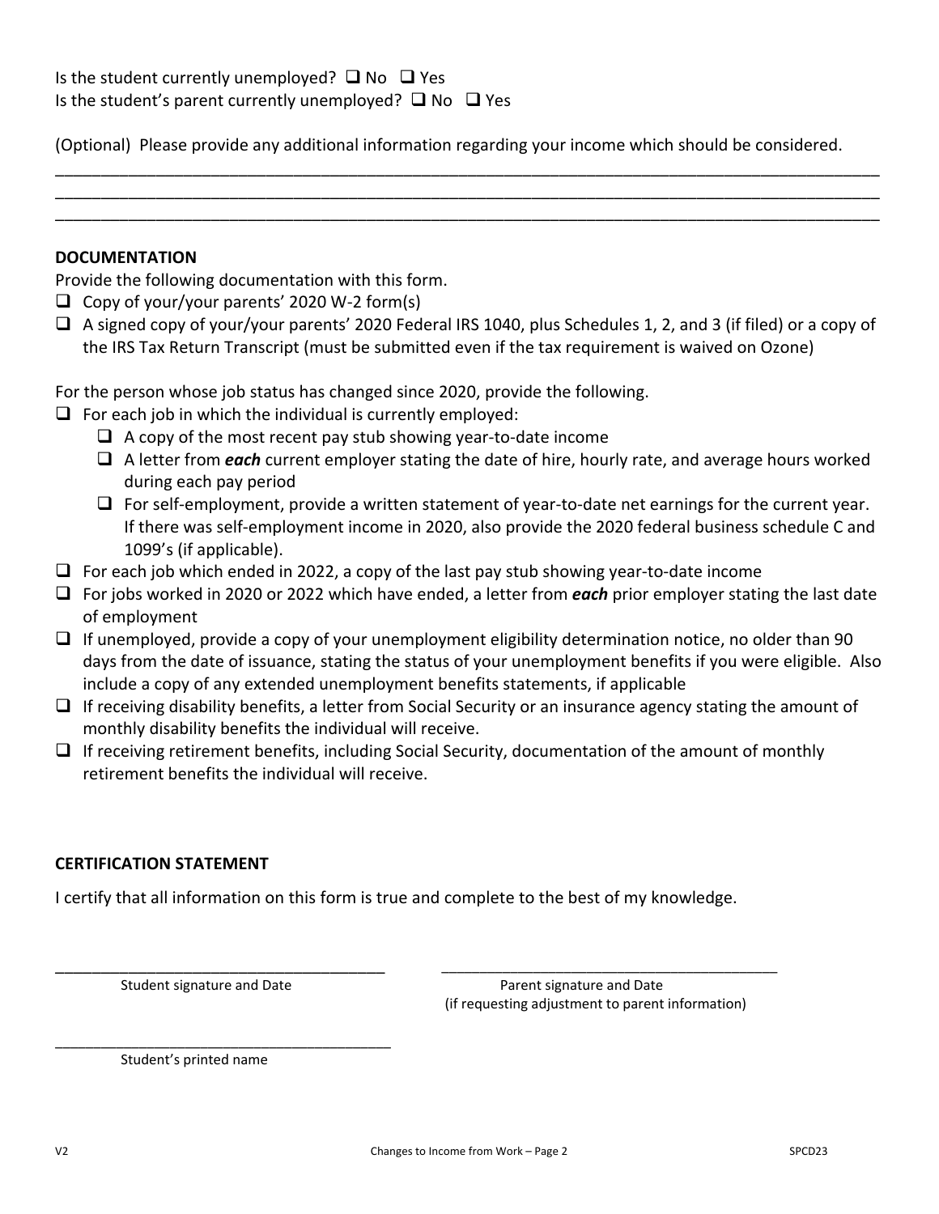Is the student currently unemployed? ❑ No ❑ Yes
Is the student's parent currently unemployed? ❑ No ❑ Yes

(Optional) Please provide any additional information regarding your income which should be considered.

______________________________________________________________________________________________
______________________________________________________________________________________________
______________________________________________________________________________________________

**DOCUMENTATION**

Provide the following documentation with this form.

- ❑ Copy of your/your parents' 2020 W-2 form(s)
- ❑ A signed copy of your/your parents' 2020 Federal IRS 1040, plus Schedules 1, 2, and 3 (if filed) or a copy of the IRS Tax Return Transcript (must be submitted even if the tax requirement is waived on Ozone)

For the person whose job status has changed since 2020, provide the following.

- ❑ For each job in which the individual is currently employed:
  - ❑ A copy of the most recent pay stub showing year-to-date income
  - ❑ A letter from ***each*** current employer stating the date of hire, hourly rate, and average hours worked during each pay period
  - ❑ For self-employment, provide a written statement of year-to-date net earnings for the current year. If there was self-employment income in 2020, also provide the 2020 federal business schedule C and 1099's (if applicable).
- ❑ For each job which ended in 2022, a copy of the last pay stub showing year-to-date income
- ❑ For jobs worked in 2020 or 2022 which have ended, a letter from ***each*** prior employer stating the last date of employment
- ❑ If unemployed, provide a copy of your unemployment eligibility determination notice, no older than 90 days from the date of issuance, stating the status of your unemployment benefits if you were eligible. Also include a copy of any extended unemployment benefits statements, if applicable
- ❑ If receiving disability benefits, a letter from Social Security or an insurance agency stating the amount of monthly disability benefits the individual will receive.
- ❑ If receiving retirement benefits, including Social Security, documentation of the amount of monthly retirement benefits the individual will receive.

**CERTIFICATION STATEMENT**

I certify that all information on this form is true and complete to the best of my knowledge.

_______________________________________ Student signature and Date

_______________________________________ Parent signature and Date (if requesting adjustment to parent information)

_______________________________________ Student's printed name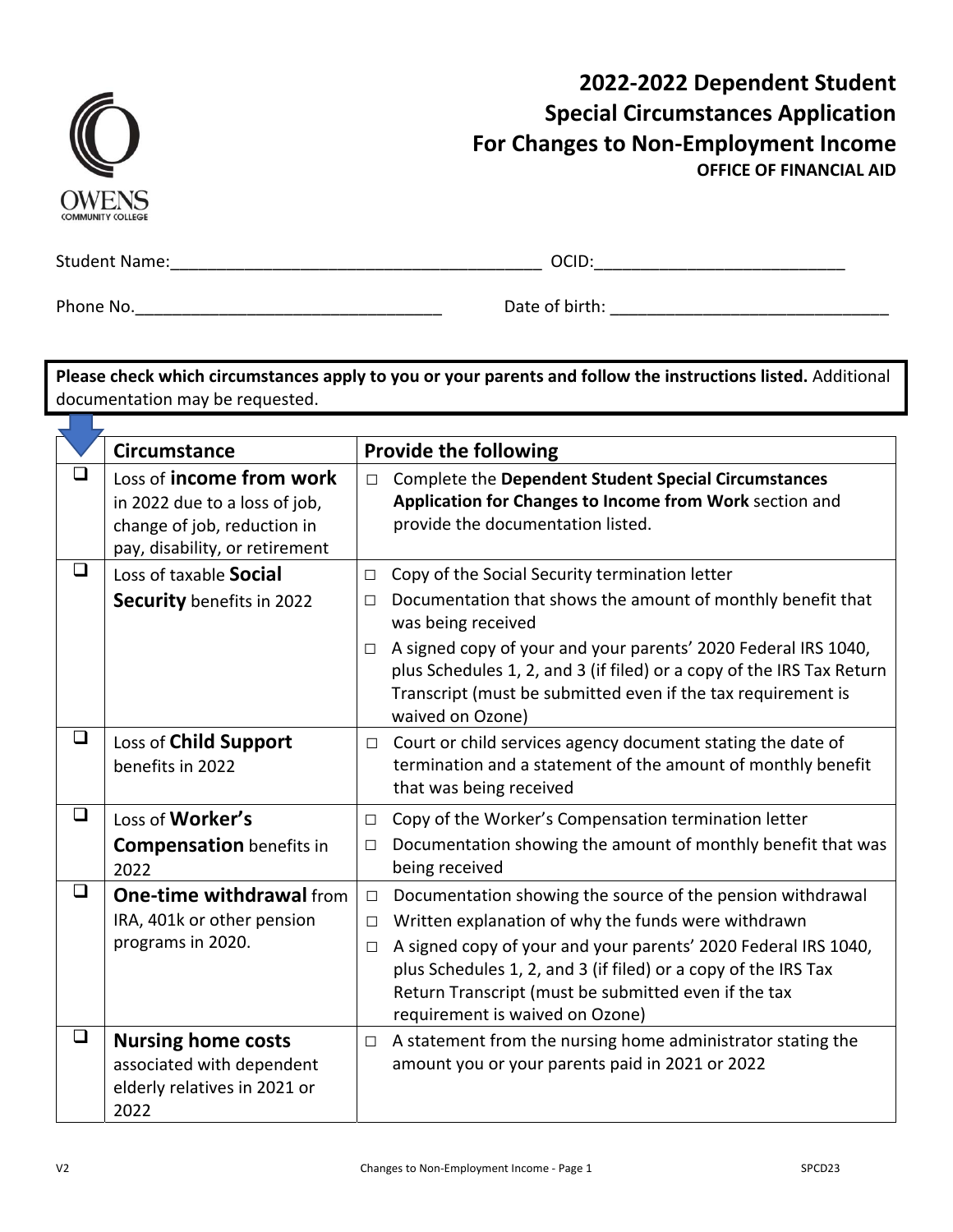# 2022-2022 Dependent Student Special Circumstances Application For Changes to Non-Employment Income

**OFFICE OF FINANCIAL AID**

Student Name:________________________________________ OCID:___________________________

Phone No.__________________________________ Date of birth: ______________________________

**Please check which circumstances apply to you or your parents and follow the instructions listed.** Additional documentation may be requested.

| | Circumstance | Provide the following |
|---|---|---|
| ❑ | Loss of **income from work** in 2022 due to a loss of job, change of job, reduction in pay, disability, or retirement | □ Complete the **Dependent Student Special Circumstances Application for Changes to Income from Work** section and provide the documentation listed. |
| ❑ | Loss of taxable **Social Security** benefits in 2022 | □ Copy of the Social Security termination letter<br>□ Documentation that shows the amount of monthly benefit that was being received<br>□ A signed copy of your and your parents' 2020 Federal IRS 1040, plus Schedules 1, 2, and 3 (if filed) or a copy of the IRS Tax Return Transcript (must be submitted even if the tax requirement is waived on Ozone) |
| ❑ | Loss of **Child Support** benefits in 2022 | □ Court or child services agency document stating the date of termination and a statement of the amount of monthly benefit that was being received |
| ❑ | Loss of **Worker's Compensation** benefits in 2022 | □ Copy of the Worker's Compensation termination letter<br>□ Documentation showing the amount of monthly benefit that was being received |
| ❑ | **One-time withdrawal** from IRA, 401k or other pension programs in 2020. | □ Documentation showing the source of the pension withdrawal<br>□ Written explanation of why the funds were withdrawn<br>□ A signed copy of your and your parents' 2020 Federal IRS 1040, plus Schedules 1, 2, and 3 (if filed) or a copy of the IRS Tax Return Transcript (must be submitted even if the tax requirement is waived on Ozone) |
| ❑ | **Nursing home costs** associated with dependent elderly relatives in 2021 or 2022 | □ A statement from the nursing home administrator stating the amount you or your parents paid in 2021 or 2022 |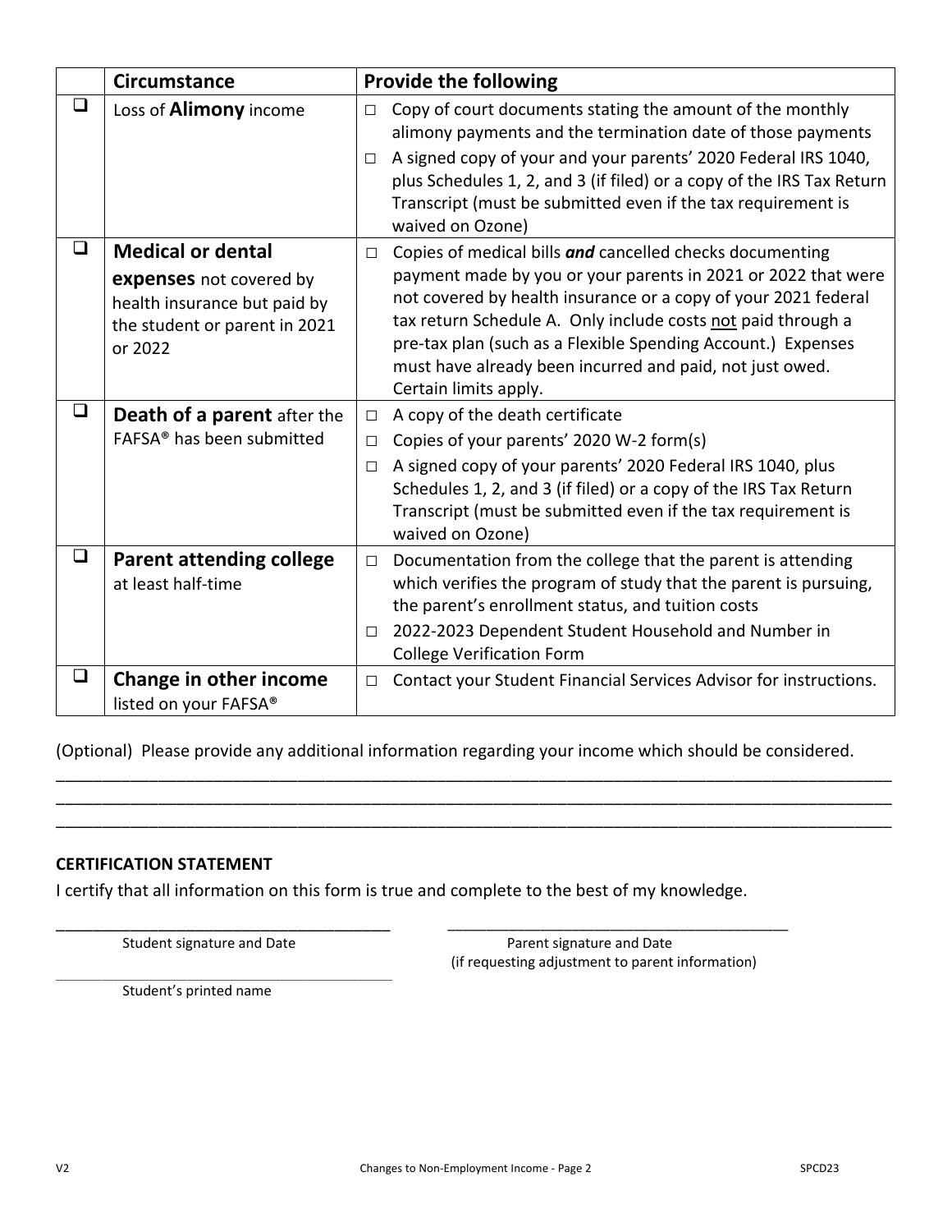| | Circumstance | Provide the following |
|---|---|---|
| ☐ | Loss of **Alimony** income | □ Copy of court documents stating the amount of the monthly alimony payments and the termination date of those payments<br>□ A signed copy of your and your parents' 2020 Federal IRS 1040, plus Schedules 1, 2, and 3 (if filed) or a copy of the IRS Tax Return Transcript (must be submitted even if the tax requirement is waived on Ozone) |
| ☐ | **Medical or dental expenses** not covered by health insurance but paid by the student or parent in 2021 or 2022 | □ Copies of medical bills ***and*** cancelled checks documenting payment made by you or your parents in 2021 or 2022 that were not covered by health insurance or a copy of your 2021 federal tax return Schedule A. Only include costs <u>not</u> paid through a pre-tax plan (such as a Flexible Spending Account.) Expenses must have already been incurred and paid, not just owed. Certain limits apply. |
| ☐ | **Death of a parent** after the FAFSA® has been submitted | □ A copy of the death certificate<br>□ Copies of your parents' 2020 W-2 form(s)<br>□ A signed copy of your parents' 2020 Federal IRS 1040, plus Schedules 1, 2, and 3 (if filed) or a copy of the IRS Tax Return Transcript (must be submitted even if the tax requirement is waived on Ozone) |
| ☐ | **Parent attending college** at least half-time | □ Documentation from the college that the parent is attending which verifies the program of study that the parent is pursuing, the parent's enrollment status, and tuition costs<br>□ 2022-2023 Dependent Student Household and Number in College Verification Form |
| ☐ | **Change in other income** listed on your FAFSA® | □ Contact your Student Financial Services Advisor for instructions. |

(Optional) Please provide any additional information regarding your income which should be considered.

______________________________________________________________________________________

______________________________________________________________________________________

______________________________________________________________________________________

**CERTIFICATION STATEMENT**

I certify that all information on this form is true and complete to the best of my knowledge.

______________________________________ &nbsp;&nbsp;&nbsp;&nbsp; ______________________________________

Student signature and Date &nbsp;&nbsp;&nbsp;&nbsp; Parent signature and Date (if requesting adjustment to parent information)

______________________________________

Student's printed name

V2 Changes to Non-Employment Income - Page 2 SPCD23